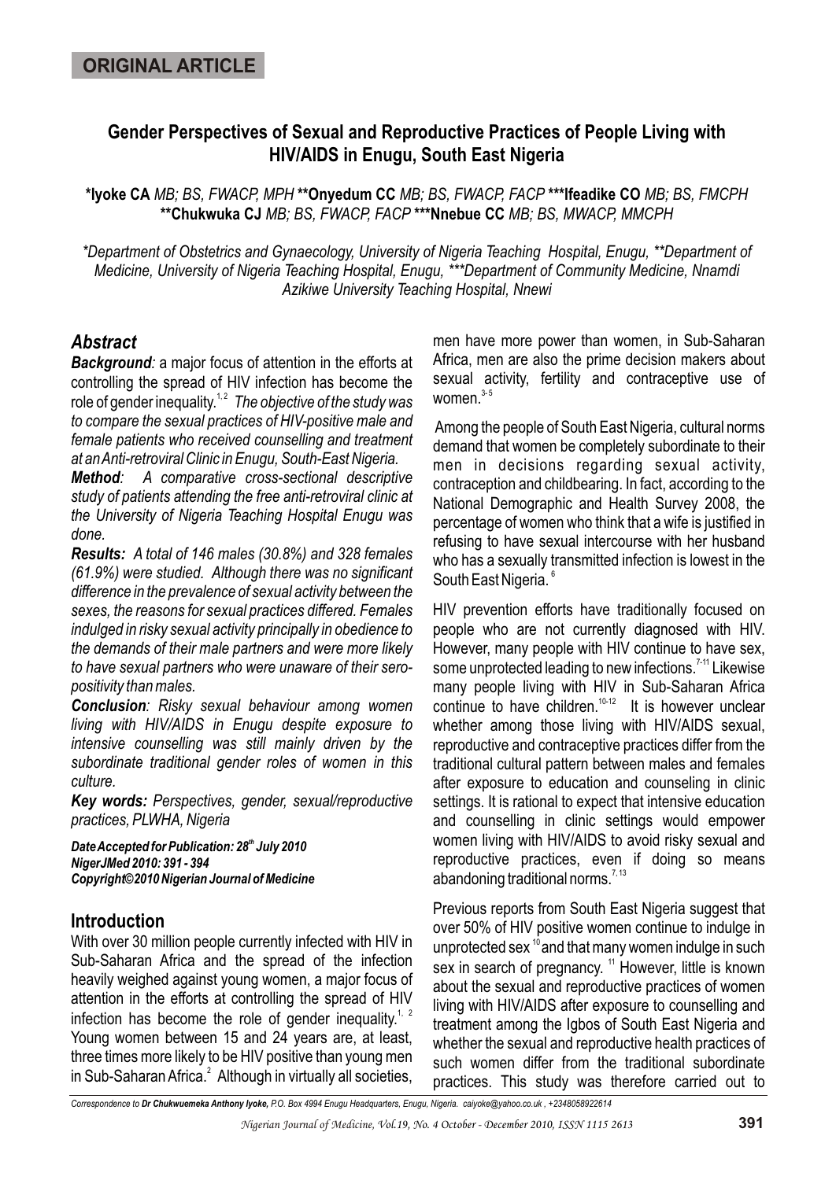**ORIGINAL ARTICLE**

# Gender Perspectives of Sexual and Reproductive Practices of People Living with HIV/AIDS in Enugu, South East Nigeria

**\*Iyoke CA** *MB; BS, FWACP, MPH* **\*\*Onyedum CC** *MB; BS, FWACP, FACP* **\*\*\*Ifeadike CO** *MB; BS, FMCPH* **\*\*Chukwuka CJ** *MB; BS, FWACP, FACP* **\*\*\*Nnebue CC** *MB; BS, MWACP, MMCPH*

*\*Department of Obstetrics and Gynaecology, University of Nigeria Teaching Hospital, Enugu, \*\*Department of Medicine, University of Nigeria Teaching Hospital, Enugu, \*\*\*Department of Community Medicine, Nnamdi Azikiwe University Teaching Hospital, Nnewi*

## Abstract

***Background**: a major focus of attention in the efforts at controlling the spread of HIV infection has become the role of gender inequality.*[1,2] *The objective of the study was to compare the sexual practices of HIV-positive male and female patients who received counselling and treatment at an Anti-retroviral Clinic in Enugu, South-East Nigeria.*

***Method**: A comparative cross-sectional descriptive study of patients attending the free anti-retroviral clinic at the University of Nigeria Teaching Hospital Enugu was done.*

***Results:** A total of 146 males (30.8%) and 328 females (61.9%) were studied. Although there was no significant difference in the prevalence of sexual activity between the sexes, the reasons for sexual practices differed. Females indulged in risky sexual activity principally in obedience to the demands of their male partners and were more likely to have sexual partners who were unaware of their sero-positivity than males.*

***Conclusion**: Risky sexual behaviour among women living with HIV/AIDS in Enugu despite exposure to intensive counselling was still mainly driven by the subordinate traditional gender roles of women in this culture.*

***Key words:** Perspectives, gender, sexual/reproductive practices, PLWHA, Nigeria*

***Date Accepted for Publication: 28th July 2010***
***NigerJMed 2010: 391 - 394***
***Copyright©2010 Nigerian Journal of Medicine***

## Introduction

With over 30 million people currently infected with HIV in Sub-Saharan Africa and the spread of the infection heavily weighed against young women, a major focus of attention in the efforts at controlling the spread of HIV infection has become the role of gender inequality.[1, 2] Young women between 15 and 24 years are, at least, three times more likely to be HIV positive than young men in Sub-Saharan Africa.[2] Although in virtually all societies, men have more power than women, in Sub-Saharan Africa, men are also the prime decision makers about sexual activity, fertility and contraceptive use of women.[3-5]

Among the people of South East Nigeria, cultural norms demand that women be completely subordinate to their men in decisions regarding sexual activity, contraception and childbearing. In fact, according to the National Demographic and Health Survey 2008, the percentage of women who think that a wife is justified in refusing to have sexual intercourse with her husband who has a sexually transmitted infection is lowest in the South East Nigeria.[6]

HIV prevention efforts have traditionally focused on people who are not currently diagnosed with HIV. However, many people with HIV continue to have sex, some unprotected leading to new infections.[7-11] Likewise many people living with HIV in Sub-Saharan Africa continue to have children.[10-12] It is however unclear whether among those living with HIV/AIDS sexual, reproductive and contraceptive practices differ from the traditional cultural pattern between males and females after exposure to education and counseling in clinic settings. It is rational to expect that intensive education and counselling in clinic settings would empower women living with HIV/AIDS to avoid risky sexual and reproductive practices, even if doing so means abandoning traditional norms.[7, 13]

Previous reports from South East Nigeria suggest that over 50% of HIV positive women continue to indulge in unprotected sex[10] and that many women indulge in such sex in search of pregnancy.[11] However, little is known about the sexual and reproductive practices of women living with HIV/AIDS after exposure to counselling and treatment among the Igbos of South East Nigeria and whether the sexual and reproductive health practices of such women differ from the traditional subordinate practices. This study was therefore carried out to

*Correspondence to **Dr Chukwuemeka Anthony Iyoke,** P.O. Box 4994 Enugu Headquarters, Enugu, Nigeria. caiyoke@yahoo.co.uk , +2348058922614*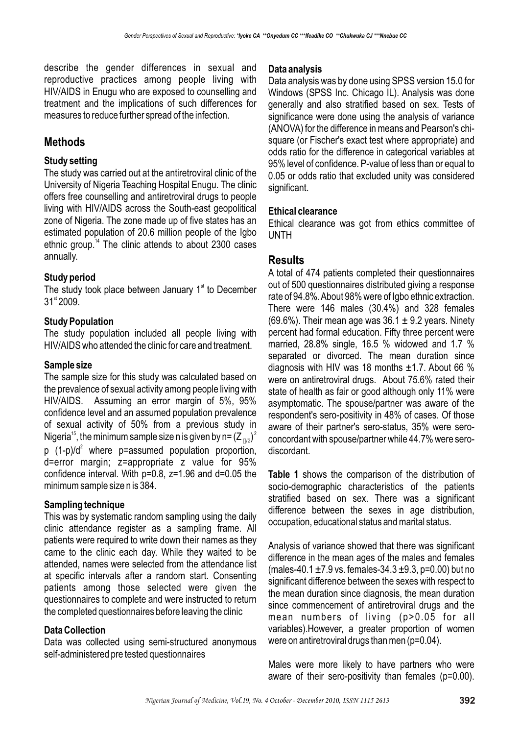describe the gender differences in sexual and reproductive practices among people living with HIV/AIDS in Enugu who are exposed to counselling and treatment and the implications of such differences for measures to reduce further spread of the infection.

## Methods

### Study setting

The study was carried out at the antiretroviral clinic of the University of Nigeria Teaching Hospital Enugu. The clinic offers free counselling and antiretroviral drugs to people living with HIV/AIDS across the South-east geopolitical zone of Nigeria. The zone made up of five states has an estimated population of 20.6 million people of the Igbo ethnic group.[14] The clinic attends to about 2300 cases annually.

### Study period

The study took place between January 1[st] to December 31[st] 2009.

### Study Population

The study population included all people living with HIV/AIDS who attended the clinic for care and treatment.

### Sample size

The sample size for this study was calculated based on the prevalence of sexual activity among people living with HIV/AIDS. Assuming an error margin of 5%, 95% confidence level and an assumed population prevalence of sexual activity of 50% from a previous study in Nigeria[15], the minimum sample size n is given by $n = (Z_{\alpha/2})^2 p(1-p)/d^2$ where p=assumed population proportion, d=error margin; z=appropriate z value for 95% confidence interval. With p=0.8, z=1.96 and d=0.05 the minimum sample size n is 384.

### Sampling technique

This was by systematic random sampling using the daily clinic attendance register as a sampling frame. All patients were required to write down their names as they came to the clinic each day. While they waited to be attended, names were selected from the attendance list at specific intervals after a random start. Consenting patients among those selected were given the questionnaires to complete and were instructed to return the completed questionnaires before leaving the clinic

### Data Collection

Data was collected using semi-structured anonymous self-administered pre tested questionnaires

### Data analysis

Data analysis was by done using SPSS version 15.0 for Windows (SPSS Inc. Chicago IL). Analysis was done generally and also stratified based on sex. Tests of significance were done using the analysis of variance (ANOVA) for the difference in means and Pearson's chi-square (or Fischer's exact test where appropriate) and odds ratio for the difference in categorical variables at 95% level of confidence. P-value of less than or equal to 0.05 or odds ratio that excluded unity was considered significant.

### Ethical clearance

Ethical clearance was got from ethics committee of UNTH

## Results

A total of 474 patients completed their questionnaires out of 500 questionnaires distributed giving a response rate of 94.8%. About 98% were of Igbo ethnic extraction. There were 146 males (30.4%) and 328 females (69.6%). Their mean age was 36.1 ± 9.2 years. Ninety percent had formal education. Fifty three percent were married, 28.8% single, 16.5 % widowed and 1.7 % separated or divorced. The mean duration since diagnosis with HIV was 18 months ±1.7. About 66 % were on antiretroviral drugs. About 75.6% rated their state of health as fair or good although only 11% were asymptomatic. The spouse/partner was aware of the respondent's sero-positivity in 48% of cases. Of those aware of their partner's sero-status, 35% were sero-concordant with spouse/partner while 44.7% were sero-discordant.

**Table 1** shows the comparison of the distribution of socio-demographic characteristics of the patients stratified based on sex. There was a significant difference between the sexes in age distribution, occupation, educational status and marital status.

Analysis of variance showed that there was significant difference in the mean ages of the males and females (males-40.1 ±7.9 vs. females-34.3 ±9.3, p=0.00) but no significant difference between the sexes with respect to the mean duration since diagnosis, the mean duration since commencement of antiretroviral drugs and the mean numbers of living (p>0.05 for all variables).However, a greater proportion of women were on antiretroviral drugs than men (p=0.04).

Males were more likely to have partners who were aware of their sero-positivity than females (p=0.00).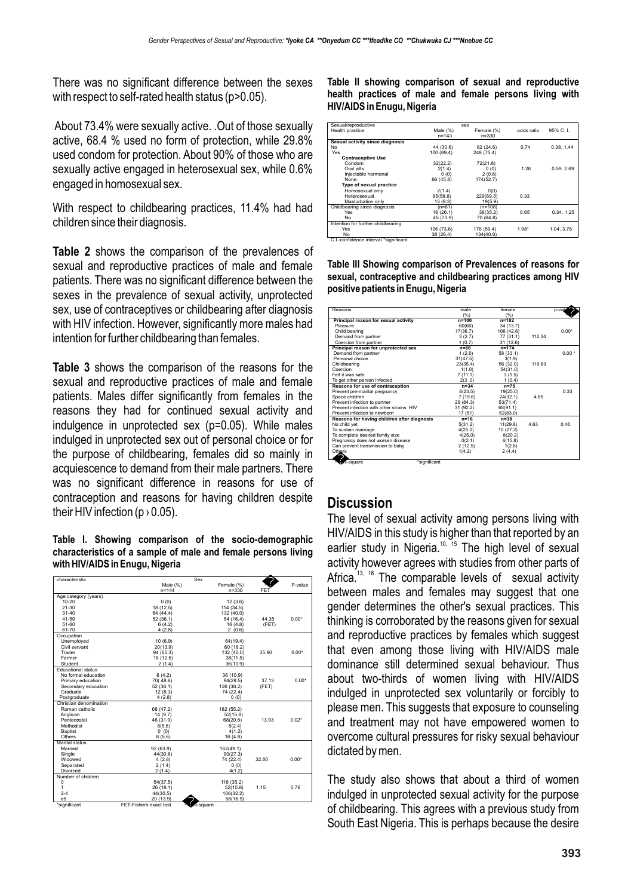There was no significant difference between the sexes with respect to self-rated health status (p>0.05).

About 73.4% were sexually active. .Out of those sexually active, 68.4 % used no form of protection, while 29.8% used condom for protection. About 90% of those who are sexually active engaged in heterosexual sex, while 0.6% engaged in homosexual sex.

With respect to childbearing practices, 11.4% had had children since their diagnosis.

**Table 2** shows the comparison of the prevalences of sexual and reproductive practices of male and female patients. There was no significant difference between the sexes in the prevalence of sexual activity, unprotected sex, use of contraceptives or childbearing after diagnosis with HIV infection. However, significantly more males had intention for further childbearing than females.

**Table 3** shows the comparison of the reasons for the sexual and reproductive practices of male and female patients. Males differ significantly from females in the reasons they had for continued sexual activity and indulgence in unprotected sex (p=0.05). While males indulged in unprotected sex out of personal choice or for the purpose of childbearing, females did so mainly in acquiescence to demand from their male partners. There was no significant difference in reasons for use of contraception and reasons for having children despite their HIV infection (p › 0.05).

**Table I. Showing comparison of the socio-demographic characteristics of a sample of male and female persons living with HIV/AIDS in Enugu, Nigeria**

| characteristic | Sex | | | |
|---|---|---|---|---|
| | Male (%) n=144 | Female (%) n=330 | ? FET | P-value |
| Age category (years) | | | | |
| 10-20 | 0 (0) | 12 (3.6) | | |
| 21-30 | 18 (12.5) | 114 (34.5) | | |
| 31-40 | 64 (44.4) | 132 (40.0) | | |
| 41-50 | 52 (36.1) | 54 (16.4) | 44.35 (FET) | 0.00* |
| 51-60 | 6 (4.2) | 16 (4.8) | | |
| 61-70 | 4 (2.8) | 2 (0.6) | | |
| Occupation | | | | |
| Unemployed | 10 (6.9) | 64(19.4) | | |
| Civil servant | 20(13.9) | 60 (18.2) | | |
| Trader | 94 (65.3) | 132 (40.0) | 35.90 | 0.00* |
| Farmer | 18 (12.5) | 38(11.5) | | |
| Student | 2 (1.4) | 36(10.9) | | |
| Educational status | | | | |
| No formal education | 6 (4.2) | 36 (10.9) | | |
| Primary education | 70( 48.6) | 94(28.5) | 37.13 (FET) | 0.00* |
| Secondary education | 52 (36.1) | 126 (38.2) | | |
| Graduate | 12 (8.3) | 74 (22.4) | | |
| Postgraduate | 4 (2.8) | 0 (0) | | |
| Christian denomination | | | | |
| Roman catholic | 68 (47.2) | 182 (55.2) | | |
| Anglican | 14 (9.7) | 52(15.8) | | |
| Pentecostal | 46 (31.9) | 68(20.6) | 13.93 | 0.02* |
| Methodist | 8(5.6) | 8(2.4) | | |
| Baptist | 0 (0) | 4(1.2) | | |
| Others | 8 (5.6) | 16 (4.8) | | |
| Marital status | | | | |
| Married | 92 (63.9) | 162(49.1) | | |
| Single | 44(30.6) | 90(27.3) | | |
| Widowed | 4 (2.8) | 74 (22.4) | 32.60 | 0.00* |
| Separated | 2 (1.4) | 0 (0) | | |
| Divorced | 2 (1.4) | 4(1.2) | | |
| Number of children | | | | |
| 0 | 54(37.5) | 116 (35.2) | | |
| 1 | 26 (18.1) | 52(15.8) | 1.15 | 0.76 |
| 2-4 | 44(30.5) | 106(32.2) | | |
| e5 | 20 (13.9) | 56(16.9) | | |

*significant FET-Fishers exact test ?-chi-square

**Table II showing comparison of sexual and reproductive health practices of male and female persons living with HIV/AIDS in Enugu, Nigeria**

| Sexual/reproductive Health practice | sex | | | |
|---|---|---|---|---|
| | Male (%) n=143 | Female (%) n=330 | odds ratio | 95% C. I. |
| **Sexual activity since diagnosis** | | | | |
| No | 44 (30.6) | 82 (24.6) | 0.74 | 0.38, 1.44 |
| Yes | 100 (69.4) | 248 (75.4) | | |
| **Contraceptive Use** | | | | |
| Condom | 32(22.2) | 72(21.8) | | |
| Oral pills | 2(1.4) | 0 (0) | 1.26 | 0.59, 2.69 |
| Injectable hormonal | 0 (0) | 2 (0.6) | | |
| None | 66 (45.8) | 174(52.7) | | |
| **Type of sexual practice** | | | | |
| Homosexual only | 2(1.4) | 0(0) | | |
| Heterosexual | 85(58.8) | 229(69.5) | 0.33 | |
| Masturbation only | 13 (9.3) | 19(5.9) | | |
| Childbearing since diagnosis | (n=61) | (n=108) | | |
| Yes | 16 (26.1) | 38(35.2) | 0.65 | 0.34, 1.25 |
| No | 45 (73.9) | 70 (64.8) | | |
| Intention for further childbearing | | | | |
| Yes | 106 (73.6) | 176 (59.4) | 1.98* | 1.04, 3.76 |
| No | 38 (26.4) | 134(40.6) | | |

C.I.-confidence interval *significant

**Table III Showing comparison of Prevalences of reasons for sexual, contraceptive and childbearing practices among HIV positive patients in Enugu, Nigeria**

| Reasons | male (%) | female (%) | ? | p-value |
|---|---|---|---|---|
| **Principal reason for sexual activity** | n=100 | n=182 | | |
| Pleasure | 60(60) | 34 (13.7) | | |
| Child bearing | 17(36.7) | 106 (42.6) | | 0.00* |
| Demand from partner | 3 (2.7) | 77 (31.1) | 112.34 | |
| Coercion from partner | 1 (0.7) | 31 (12.6) | | |
| **Principal reason for unprotected sex** | n=66 | n=174 | | |
| Demand from partner | 1 (2.0) | 58 (33.1) | | 0.00 * |
| Personal choice | 31(47.5) | 3(1.9) | | |
| Childbearing | 23(35.4) | 56 (32.0) | 119.63 | |
| Coercion | 1(1.0) | 54(31.0) | | |
| Felt it was safe | 7 (11.1) | 3 (1.5) | | |
| To get other person infected | 2(3 .0) | 1 (0.4) | | |
| **Reasons for use of contraception** | n=34 | n=75 | | |
| Prevent pre-marital pregnancy | 8(23.5) | 19(25.0) | | 0.33 |
| Space children | 7 (19.6) | 24(32.1) | 4.65 | |
| Prevent infection to partner | 29 (84.3) | 53(71.4) | | |
| Prevent infection with other strains HIV | 31 (92.2) | 68(91.1) | | |
| Prevent infection to newborn | 17 (51) | 62(83.0) | | |
| **Reasons for having children after diagnosis** | n=16 | n=38 | | |
| No child yet | 5(31.2) | 11(29.8) | 4.63 | 0.46 |
| To sustain marriage | 4(25.0) | 10 (27.2) | | |
| To complete desired family size | 4(25.0) | 8(20.2) | | |
| Pregnancy does not worsen disease | 0(2.1) | 6(15.8) | | |
| Can prevent transmission to baby | 2 (12.5) | 1(2.6) | | |
| Others | 1(4.2) | 2 (4.4) | | |

?-chi-square *significant

## Discussion

The level of sexual activity among persons living with HIV/AIDS in this study is higher than that reported by an earlier study in Nigeria.[10, 15] The high level of sexual activity however agrees with studies from other parts of Africa.[13, 16] The comparable levels of sexual activity between males and females may suggest that one gender determines the other's sexual practices. This thinking is corroborated by the reasons given for sexual and reproductive practices by females which suggest that even among those living with HIV/AIDS male dominance still determined sexual behaviour. Thus about two-thirds of women living with HIV/AIDS indulged in unprotected sex voluntarily or forcibly to please men. This suggests that exposure to counseling and treatment may not have empowered women to overcome cultural pressures for risky sexual behaviour dictated by men.

The study also shows that about a third of women indulged in unprotected sexual activity for the purpose of childbearing. This agrees with a previous study from South East Nigeria. This is perhaps because the desire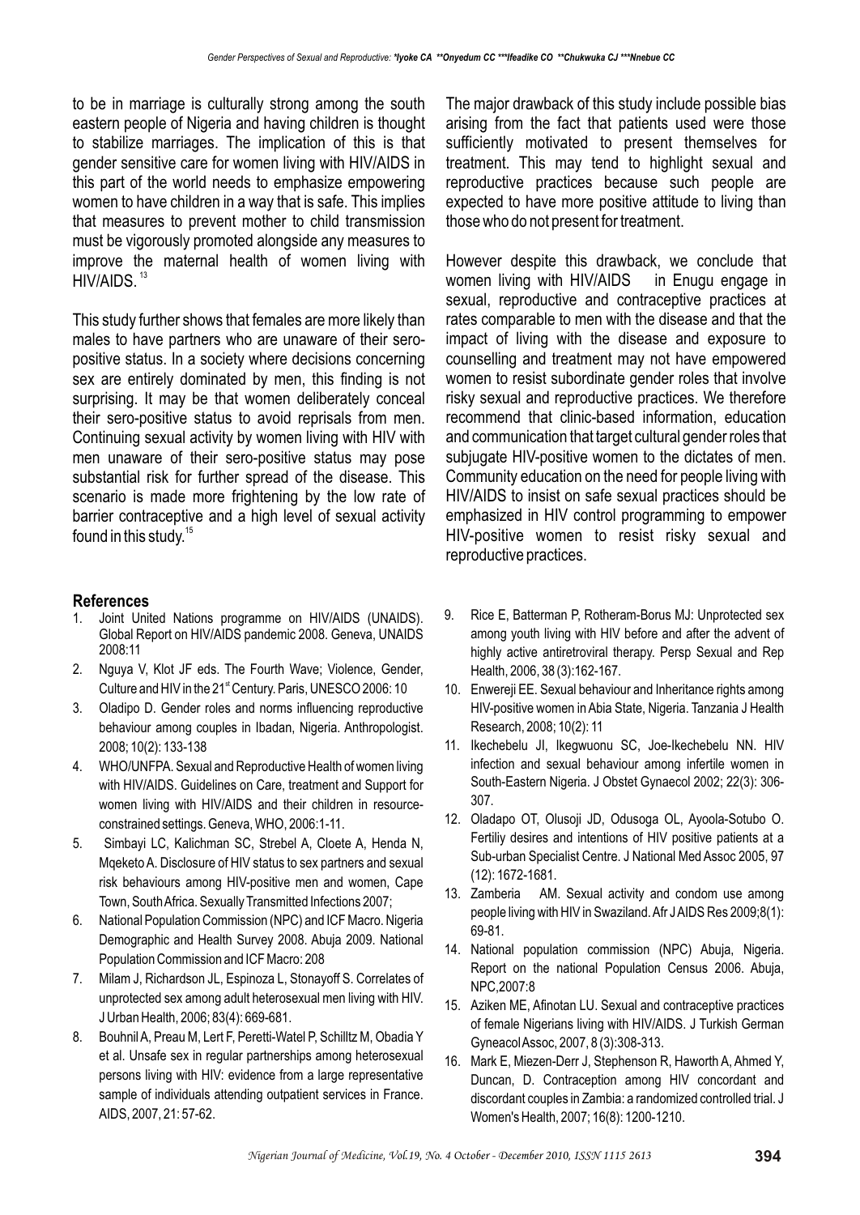to be in marriage is culturally strong among the south eastern people of Nigeria and having children is thought to stabilize marriages. The implication of this is that gender sensitive care for women living with HIV/AIDS in this part of the world needs to emphasize empowering women to have children in a way that is safe. This implies that measures to prevent mother to child transmission must be vigorously promoted alongside any measures to improve the maternal health of women living with HIV/AIDS.[13]

This study further shows that females are more likely than males to have partners who are unaware of their sero-positive status. In a society where decisions concerning sex are entirely dominated by men, this finding is not surprising. It may be that women deliberately conceal their sero-positive status to avoid reprisals from men. Continuing sexual activity by women living with HIV with men unaware of their sero-positive status may pose substantial risk for further spread of the disease. This scenario is made more frightening by the low rate of barrier contraceptive and a high level of sexual activity found in this study.[15]

The major drawback of this study include possible bias arising from the fact that patients used were those sufficiently motivated to present themselves for treatment. This may tend to highlight sexual and reproductive practices because such people are expected to have more positive attitude to living than those who do not present for treatment.

However despite this drawback, we conclude that women living with HIV/AIDS in Enugu engage in sexual, reproductive and contraceptive practices at rates comparable to men with the disease and that the impact of living with the disease and exposure to counselling and treatment may not have empowered women to resist subordinate gender roles that involve risky sexual and reproductive practices. We therefore recommend that clinic-based information, education and communication that target cultural gender roles that subjugate HIV-positive women to the dictates of men. Community education on the need for people living with HIV/AIDS to insist on safe sexual practices should be emphasized in HIV control programming to empower HIV-positive women to resist risky sexual and reproductive practices.

## References

1. Joint United Nations programme on HIV/AIDS (UNAIDS). Global Report on HIV/AIDS pandemic 2008. Geneva, UNAIDS 2008:11
2. Nguya V, Klot JF eds. The Fourth Wave; Violence, Gender, Culture and HIV in the 21st Century. Paris, UNESCO 2006: 10
3. Oladipo D. Gender roles and norms influencing reproductive behaviour among couples in Ibadan, Nigeria. Anthropologist. 2008; 10(2): 133-138
4. WHO/UNFPA. Sexual and Reproductive Health of women living with HIV/AIDS. Guidelines on Care, treatment and Support for women living with HIV/AIDS and their children in resource-constrained settings. Geneva, WHO, 2006:1-11.
5. Simbayi LC, Kalichman SC, Strebel A, Cloete A, Henda N, Mqeketo A. Disclosure of HIV status to sex partners and sexual risk behaviours among HIV-positive men and women, Cape Town, South Africa. Sexually Transmitted Infections 2007;
6. National Population Commission (NPC) and ICF Macro. Nigeria Demographic and Health Survey 2008. Abuja 2009. National Population Commission and ICF Macro: 208
7. Milam J, Richardson JL, Espinoza L, Stonayoff S. Correlates of unprotected sex among adult heterosexual men living with HIV. J Urban Health, 2006; 83(4): 669-681.
8. Bouhnil A, Preau M, Lert F, Peretti-Watel P, Schilltz M, Obadia Y et al. Unsafe sex in regular partnerships among heterosexual persons living with HIV: evidence from a large representative sample of individuals attending outpatient services in France. AIDS, 2007, 21: 57-62.
9. Rice E, Batterman P, Rotheram-Borus MJ: Unprotected sex among youth living with HIV before and after the advent of highly active antiretroviral therapy. Persp Sexual and Rep Health, 2006, 38 (3):162-167.
10. Enwereji EE. Sexual behaviour and Inheritance rights among HIV-positive women in Abia State, Nigeria. Tanzania J Health Research, 2008; 10(2): 11
11. Ikechebelu JI, Ikegwuonu SC, Joe-Ikechebelu NN. HIV infection and sexual behaviour among infertile women in South-Eastern Nigeria. J Obstet Gynaecol 2002; 22(3): 306-307.
12. Oladapo OT, Olusoji JD, Odusoga OL, Ayoola-Sotubo O. Fertiliy desires and intentions of HIV positive patients at a Sub-urban Specialist Centre. J National Med Assoc 2005, 97 (12): 1672-1681.
13. Zamberia AM. Sexual activity and condom use among people living with HIV in Swaziland. Afr J AIDS Res 2009;8(1): 69-81.
14. National population commission (NPC) Abuja, Nigeria. Report on the national Population Census 2006. Abuja, NPC,2007:8
15. Aziken ME, Afinotan LU. Sexual and contraceptive practices of female Nigerians living with HIV/AIDS. J Turkish German Gyneacol Assoc, 2007, 8 (3):308-313.
16. Mark E, Miezen-Derr J, Stephenson R, Haworth A, Ahmed Y, Duncan, D. Contraception among HIV concordant and discordant couples in Zambia: a randomized controlled trial. J Women's Health, 2007; 16(8): 1200-1210.